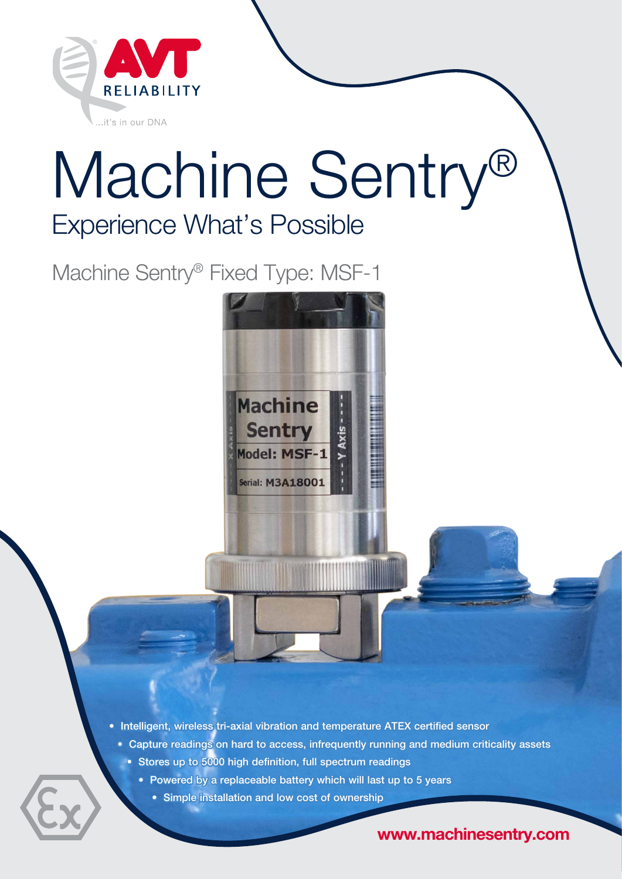AVT RELIABILITY

...it's in our DNA

# Machine Sentry®

## Experience What's Possible

### Machine Sentry® Fixed Type: MSF-1

- Intelligent, wireless tri-axial vibration and temperature ATEX certified sensor
- Capture readings on hard to access, infrequently running and medium criticality assets
- Stores up to 5000 high definition, full spectrum readings
- Powered by a replaceable battery which will last up to 5 years
- Simple installation and low cost of ownership

**www.machinesentry.com**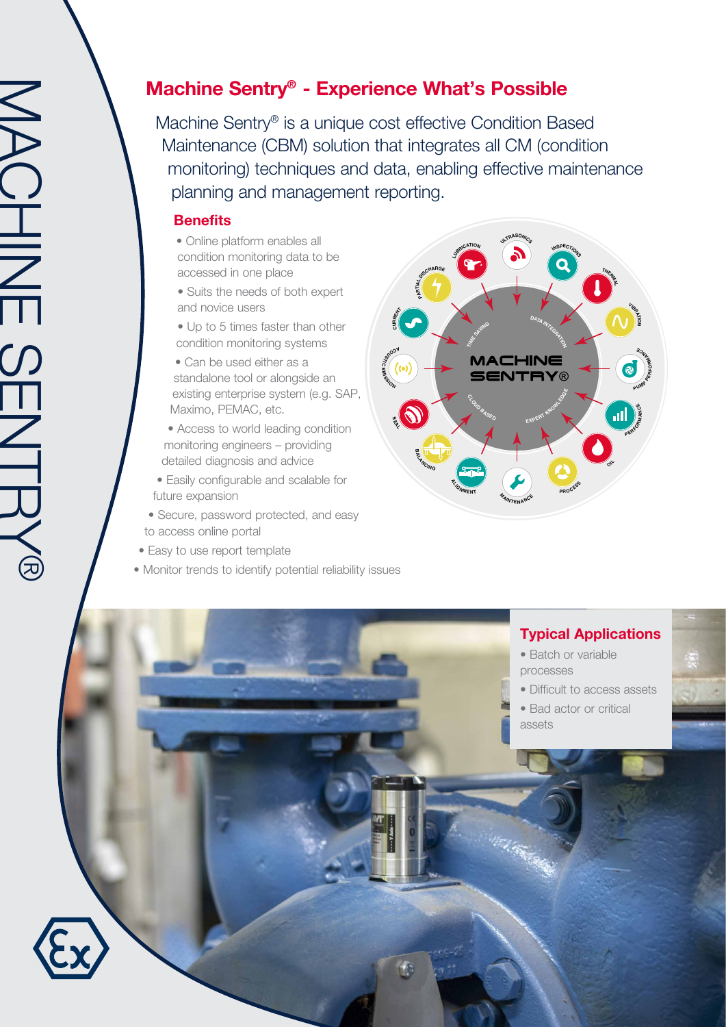## Machine Sentry® - Experience What's Possible

Machine Sentry® is a unique cost effective Condition Based Maintenance (CBM) solution that integrates all CM (condition monitoring) techniques and data, enabling effective maintenance planning and management reporting.

### Benefits

- Online platform enables all condition monitoring data to be accessed in one place
- Suits the needs of both expert and novice users
- Up to 5 times faster than other condition monitoring systems
- Can be used either as a standalone tool or alongside an existing enterprise system (e.g. SAP, Maximo, PEMAC, etc.
- Access to world leading condition monitoring engineers – providing detailed diagnosis and advice
- Easily configurable and scalable for future expansion
- Secure, password protected, and easy to access online portal
- Easy to use report template
- Monitor trends to identify potential reliability issues

### Typical Applications

- Batch or variable processes
- Difficult to access assets
- Bad actor or critical assets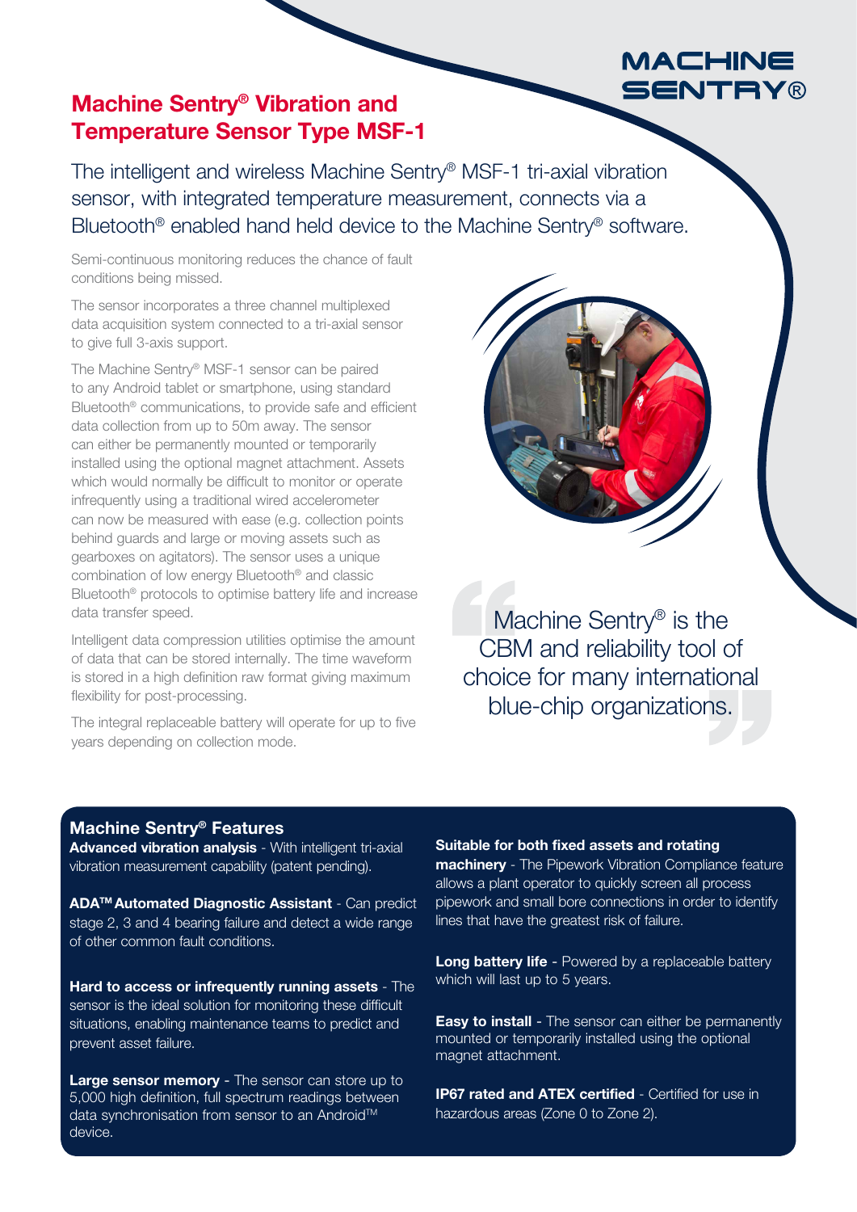MACHINE SENTRY®

# Machine Sentry® Vibration and Temperature Sensor Type MSF-1

The intelligent and wireless Machine Sentry® MSF-1 tri-axial vibration sensor, with integrated temperature measurement, connects via a Bluetooth® enabled hand held device to the Machine Sentry® software.

Semi-continuous monitoring reduces the chance of fault conditions being missed.

The sensor incorporates a three channel multiplexed data acquisition system connected to a tri-axial sensor to give full 3-axis support.

The Machine Sentry® MSF-1 sensor can be paired to any Android tablet or smartphone, using standard Bluetooth® communications, to provide safe and efficient data collection from up to 50m away. The sensor can either be permanently mounted or temporarily installed using the optional magnet attachment. Assets which would normally be difficult to monitor or operate infrequently using a traditional wired accelerometer can now be measured with ease (e.g. collection points behind guards and large or moving assets such as gearboxes on agitators). The sensor uses a unique combination of low energy Bluetooth® and classic Bluetooth® protocols to optimise battery life and increase data transfer speed.

Intelligent data compression utilities optimise the amount of data that can be stored internally. The time waveform is stored in a high definition raw format giving maximum flexibility for post-processing.

The integral replaceable battery will operate for up to five years depending on collection mode.

> "Machine Sentry® is the CBM and reliability tool of choice for many international blue-chip organizations."

## Machine Sentry® Features

**Advanced vibration analysis** - With intelligent tri-axial vibration measurement capability (patent pending).

**ADA™ Automated Diagnostic Assistant** - Can predict stage 2, 3 and 4 bearing failure and detect a wide range of other common fault conditions.

**Hard to access or infrequently running assets** - The sensor is the ideal solution for monitoring these difficult situations, enabling maintenance teams to predict and prevent asset failure.

**Large sensor memory** - The sensor can store up to 5,000 high definition, full spectrum readings between data synchronisation from sensor to an Android™ device.

**Suitable for both fixed assets and rotating machinery** - The Pipework Vibration Compliance feature allows a plant operator to quickly screen all process pipework and small bore connections in order to identify lines that have the greatest risk of failure.

**Long battery life** - Powered by a replaceable battery which will last up to 5 years.

**Easy to install** - The sensor can either be permanently mounted or temporarily installed using the optional magnet attachment.

**IP67 rated and ATEX certified** - Certified for use in hazardous areas (Zone 0 to Zone 2).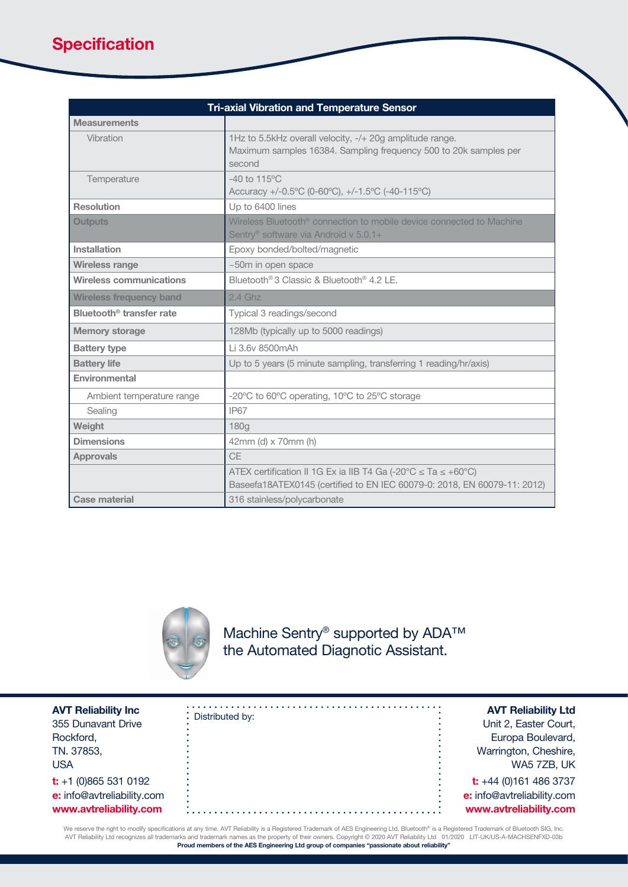# Specification

| Tri-axial Vibration and Temperature Sensor | |
|---|---|
| **Measurements** | |
| Vibration | 1Hz to 5.5kHz overall velocity, -/+ 20g amplitude range. Maximum samples 16384. Sampling frequency 500 to 20k samples per second |
| Temperature | -40 to 115ºC Accuracy +/-0.5ºC (0-60ºC), +/-1.5ºC (-40-115ºC) |
| **Resolution** | Up to 6400 lines |
| **Outputs** | Wireless Bluetooth® connection to mobile device connected to Machine Sentry® software via Android v 5.0.1+ |
| **Installation** | Epoxy bonded/bolted/magnetic |
| **Wireless range** | ~50m in open space |
| **Wireless communications** | Bluetooth® 3 Classic & Bluetooth® 4.2 LE. |
| **Wireless frequency band** | 2.4 Ghz |
| **Bluetooth® transfer rate** | Typical 3 readings/second |
| **Memory storage** | 128Mb (typically up to 5000 readings) |
| **Battery type** | Li 3.6v 8500mAh |
| **Battery life** | Up to 5 years (5 minute sampling, transferring 1 reading/hr/axis) |
| **Environmental** | |
| Ambient temperature range | -20ºC to 60ºC operating, 10ºC to 25ºC storage |
| Sealing | IP67 |
| **Weight** | 180g |
| **Dimensions** | 42mm (d) x 70mm (h) |
| **Approvals** | CE |
| | ATEX certification II 1G Ex ia IIB T4 Ga (-20°C ≤ Ta ≤ +60°C) Baseefa18ATEX0145 (certified to EN IEC 60079-0: 2018, EN 60079-11: 2012) |
| **Case material** | 316 stainless/polycarbonate |

Machine Sentry® supported by ADA™ the Automated Diagnotic Assistant.

**AVT Reliability Inc**
355 Dunavant Drive
Rockford,
TN. 37853,
USA
**t:** +1 (0)865 531 0192
**e:** info@avtreliability.com
**www.avtreliability.com**

Distributed by:

**AVT Reliability Ltd**
Unit 2, Easter Court,
Europa Boulevard,
Warrington, Cheshire,
WA5 7ZB, UK
**t:** +44 (0)161 486 3737
**e:** info@avtreliability.com
**www.avtreliability.com**

We reserve the right to modify specifications at any time. AVT Reliability is a Registered Trademark of AES Engineering Ltd, Bluetooth® is a Registered Trademark of Bluetooth SIG, Inc. AVT Reliability Ltd recognizes all trademarks and trademark names as the property of their owners. Copyright © 2020 AVT Reliability Ltd 01/2020 LIT-UK/US-A-MACHSENFXD-03b

**Proud members of the AES Engineering Ltd group of companies "passionate about reliability"**